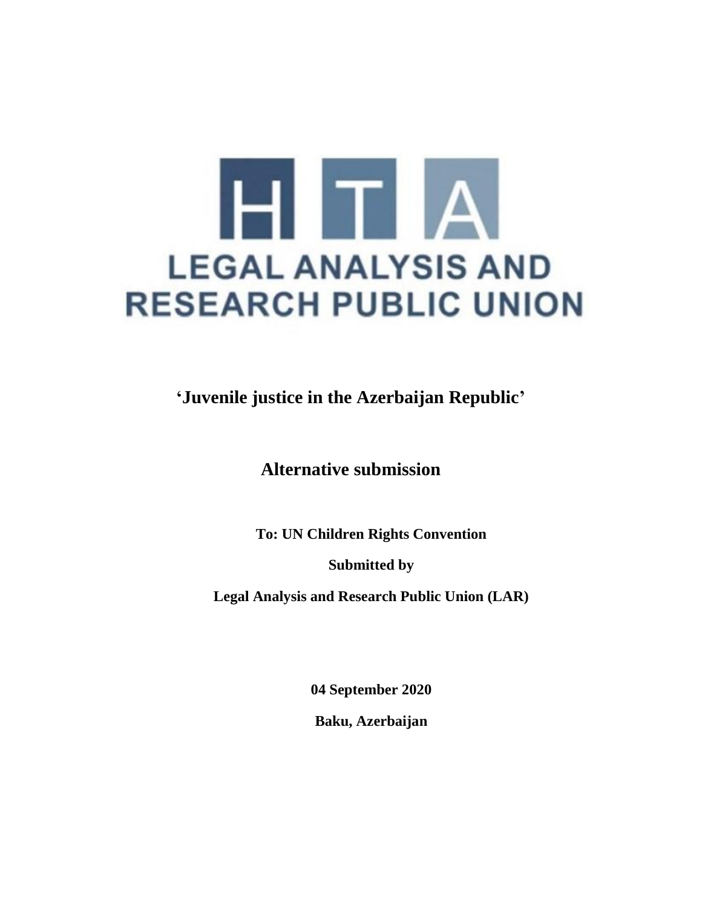HTA

LEGAL ANALYSIS AND RESEARCH PUBLIC UNION

# 'Juvenile justice in the Azerbaijan Republic'

## Alternative submission

**To: UN Children Rights Convention**

**Submitted by**

**Legal Analysis and Research Public Union (LAR)**

**04 September 2020**

**Baku, Azerbaijan**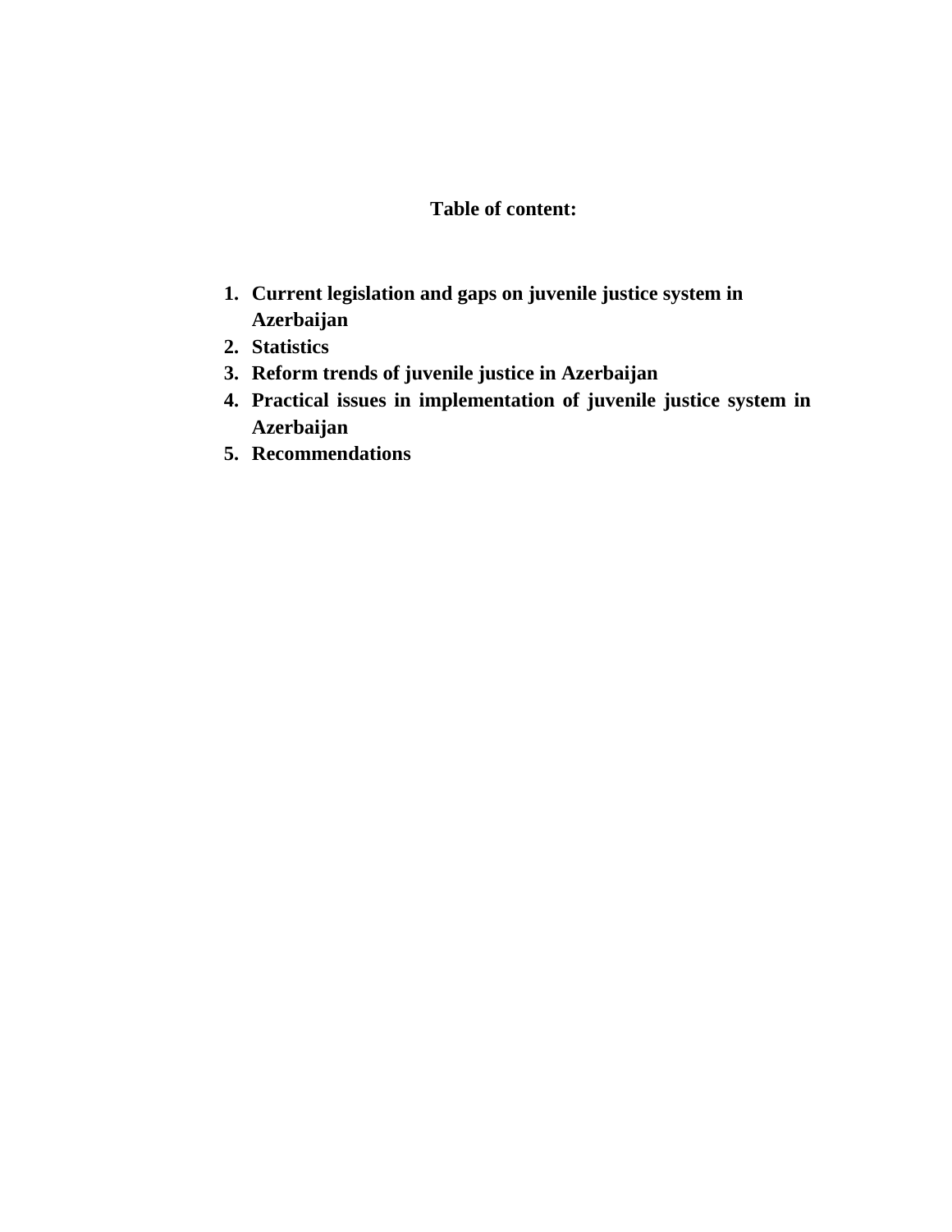**Table of content:**

1. **Current legislation and gaps on juvenile justice system in Azerbaijan**
2. **Statistics**
3. **Reform trends of juvenile justice in Azerbaijan**
4. **Practical issues in implementation of juvenile justice system in Azerbaijan**
5. **Recommendations**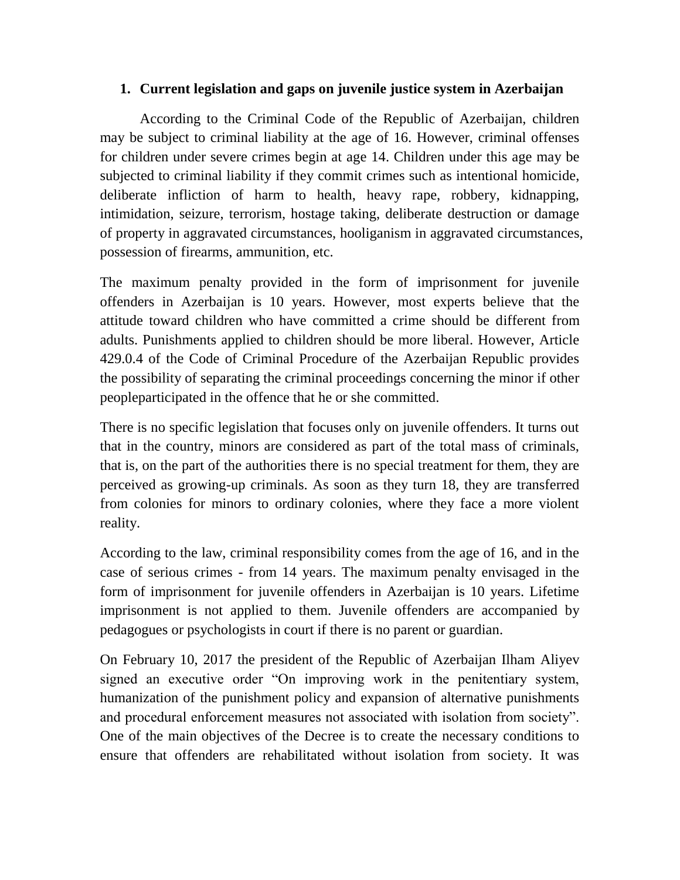## 1. Current legislation and gaps on juvenile justice system in Azerbaijan

According to the Criminal Code of the Republic of Azerbaijan, children may be subject to criminal liability at the age of 16. However, criminal offenses for children under severe crimes begin at age 14. Children under this age may be subjected to criminal liability if they commit crimes such as intentional homicide, deliberate infliction of harm to health, heavy rape, robbery, kidnapping, intimidation, seizure, terrorism, hostage taking, deliberate destruction or damage of property in aggravated circumstances, hooliganism in aggravated circumstances, possession of firearms, ammunition, etc.

The maximum penalty provided in the form of imprisonment for juvenile offenders in Azerbaijan is 10 years. However, most experts believe that the attitude toward children who have committed a crime should be different from adults. Punishments applied to children should be more liberal. However, Article 429.0.4 of the Code of Criminal Procedure of the Azerbaijan Republic provides the possibility of separating the criminal proceedings concerning the minor if other peopleparticipated in the offence that he or she committed.

There is no specific legislation that focuses only on juvenile offenders. It turns out that in the country, minors are considered as part of the total mass of criminals, that is, on the part of the authorities there is no special treatment for them, they are perceived as growing-up criminals. As soon as they turn 18, they are transferred from colonies for minors to ordinary colonies, where they face a more violent reality.

According to the law, criminal responsibility comes from the age of 16, and in the case of serious crimes - from 14 years. The maximum penalty envisaged in the form of imprisonment for juvenile offenders in Azerbaijan is 10 years. Lifetime imprisonment is not applied to them. Juvenile offenders are accompanied by pedagogues or psychologists in court if there is no parent or guardian.

On February 10, 2017 the president of the Republic of Azerbaijan Ilham Aliyev signed an executive order “On improving work in the penitentiary system, humanization of the punishment policy and expansion of alternative punishments and procedural enforcement measures not associated with isolation from society”. One of the main objectives of the Decree is to create the necessary conditions to ensure that offenders are rehabilitated without isolation from society. It was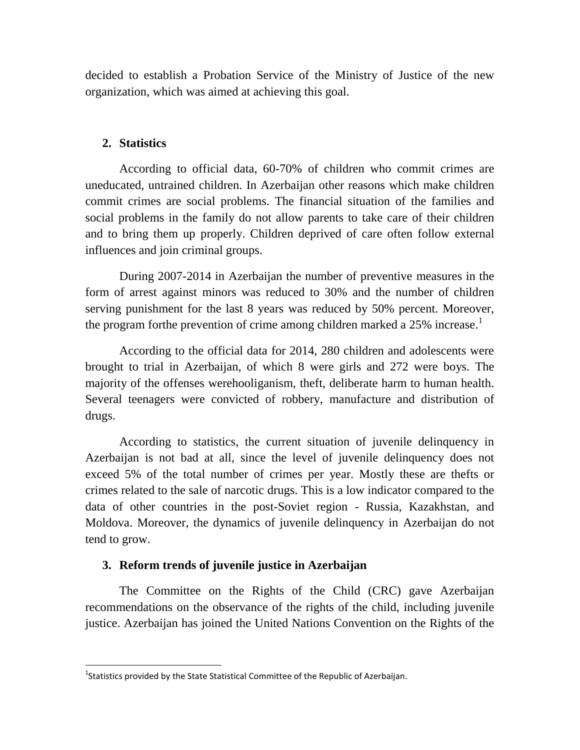decided to establish a Probation Service of the Ministry of Justice of the new organization, which was aimed at achieving this goal.

## 2. Statistics

According to official data, 60-70% of children who commit crimes are uneducated, untrained children. In Azerbaijan other reasons which make children commit crimes are social problems. The financial situation of the families and social problems in the family do not allow parents to take care of their children and to bring them up properly. Children deprived of care often follow external influences and join criminal groups.

During 2007-2014 in Azerbaijan the number of preventive measures in the form of arrest against minors was reduced to 30% and the number of children serving punishment for the last 8 years was reduced by 50% percent. Moreover, the program forthe prevention of crime among children marked a 25% increase.[1]

According to the official data for 2014, 280 children and adolescents were brought to trial in Azerbaijan, of which 8 were girls and 272 were boys. The majority of the offenses werehooliganism, theft, deliberate harm to human health. Several teenagers were convicted of robbery, manufacture and distribution of drugs.

According to statistics, the current situation of juvenile delinquency in Azerbaijan is not bad at all, since the level of juvenile delinquency does not exceed 5% of the total number of crimes per year. Mostly these are thefts or crimes related to the sale of narcotic drugs. This is a low indicator compared to the data of other countries in the post-Soviet region - Russia, Kazakhstan, and Moldova. Moreover, the dynamics of juvenile delinquency in Azerbaijan do not tend to grow.

## 3. Reform trends of juvenile justice in Azerbaijan

The Committee on the Rights of the Child (CRC) gave Azerbaijan recommendations on the observance of the rights of the child, including juvenile justice. Azerbaijan has joined the United Nations Convention on the Rights of the

---

[1]Statistics provided by the State Statistical Committee of the Republic of Azerbaijan.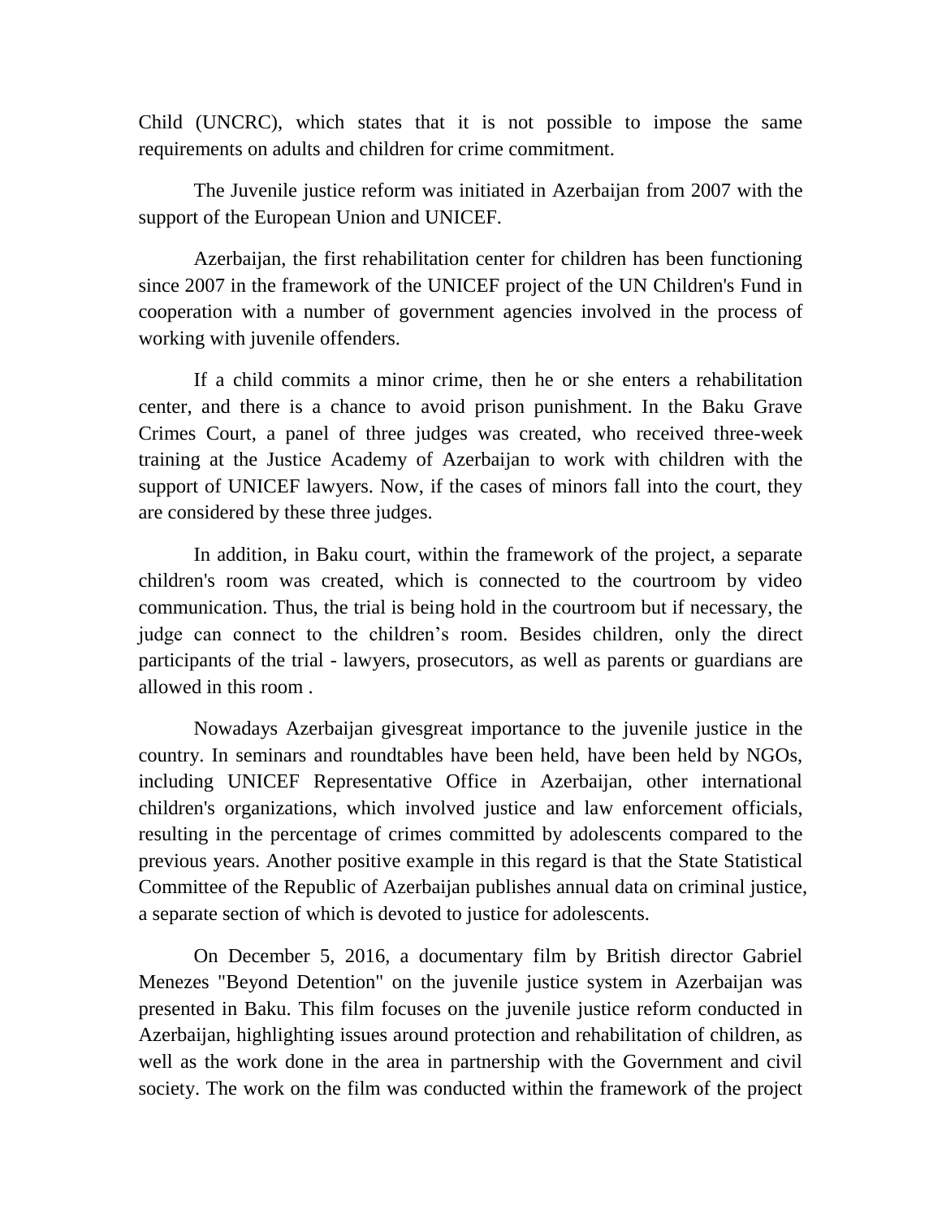Child (UNCRC), which states that it is not possible to impose the same requirements on adults and children for crime commitment.

The Juvenile justice reform was initiated in Azerbaijan from 2007 with the support of the European Union and UNICEF.

Azerbaijan, the first rehabilitation center for children has been functioning since 2007 in the framework of the UNICEF project of the UN Children's Fund in cooperation with a number of government agencies involved in the process of working with juvenile offenders.

If a child commits a minor crime, then he or she enters a rehabilitation center, and there is a chance to avoid prison punishment. In the Baku Grave Crimes Court, a panel of three judges was created, who received three-week training at the Justice Academy of Azerbaijan to work with children with the support of UNICEF lawyers. Now, if the cases of minors fall into the court, they are considered by these three judges.

In addition, in Baku court, within the framework of the project, a separate children's room was created, which is connected to the courtroom by video communication. Thus, the trial is being hold in the courtroom but if necessary, the judge can connect to the children's room. Besides children, only the direct participants of the trial - lawyers, prosecutors, as well as parents or guardians are allowed in this room .

Nowadays Azerbaijan givesgreat importance to the juvenile justice in the country. In seminars and roundtables have been held, have been held by NGOs, including UNICEF Representative Office in Azerbaijan, other international children's organizations, which involved justice and law enforcement officials, resulting in the percentage of crimes committed by adolescents compared to the previous years. Another positive example in this regard is that the State Statistical Committee of the Republic of Azerbaijan publishes annual data on criminal justice, a separate section of which is devoted to justice for adolescents.

On December 5, 2016, a documentary film by British director Gabriel Menezes "Beyond Detention" on the juvenile justice system in Azerbaijan was presented in Baku. This film focuses on the juvenile justice reform conducted in Azerbaijan, highlighting issues around protection and rehabilitation of children, as well as the work done in the area in partnership with the Government and civil society. The work on the film was conducted within the framework of the project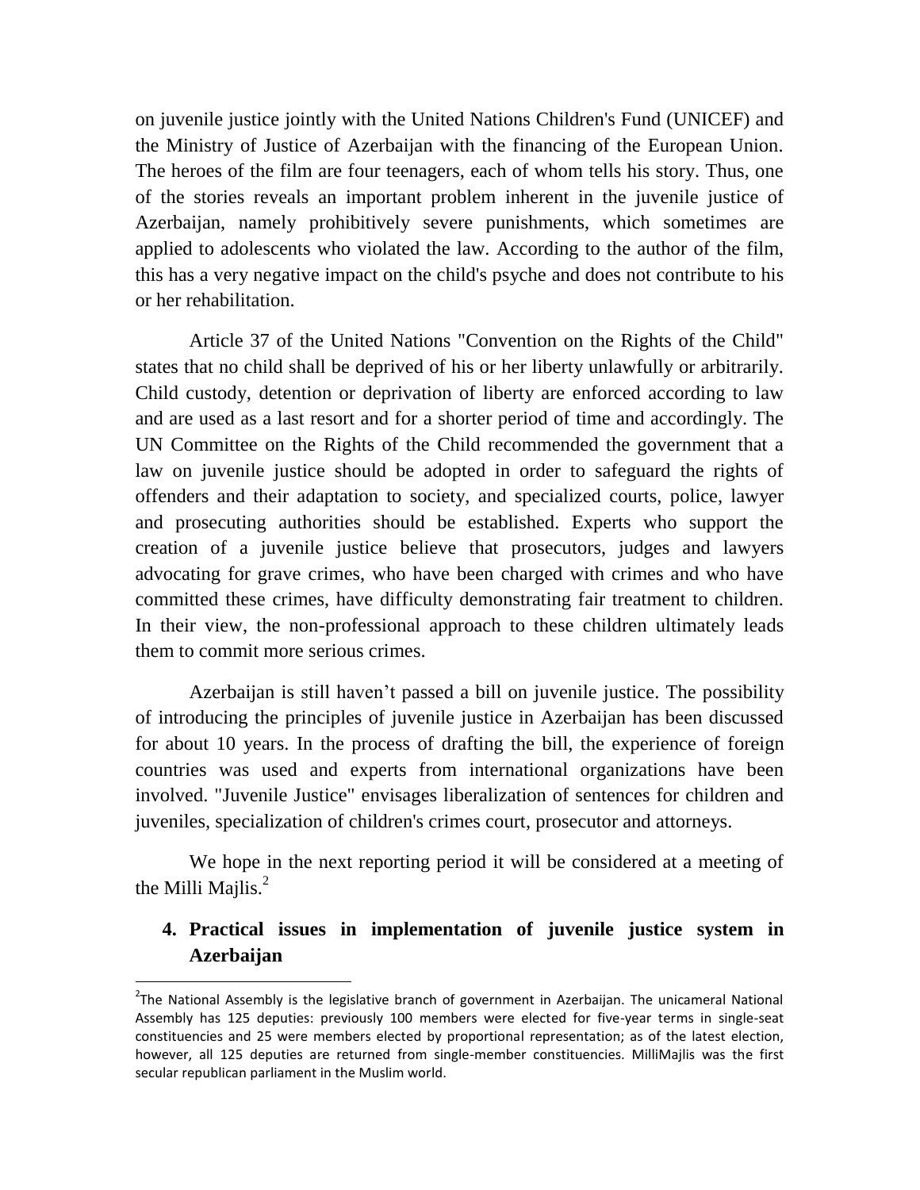on juvenile justice jointly with the United Nations Children's Fund (UNICEF) and the Ministry of Justice of Azerbaijan with the financing of the European Union. The heroes of the film are four teenagers, each of whom tells his story. Thus, one of the stories reveals an important problem inherent in the juvenile justice of Azerbaijan, namely prohibitively severe punishments, which sometimes are applied to adolescents who violated the law. According to the author of the film, this has a very negative impact on the child's psyche and does not contribute to his or her rehabilitation.

Article 37 of the United Nations "Convention on the Rights of the Child" states that no child shall be deprived of his or her liberty unlawfully or arbitrarily. Child custody, detention or deprivation of liberty are enforced according to law and are used as a last resort and for a shorter period of time and accordingly. The UN Committee on the Rights of the Child recommended the government that a law on juvenile justice should be adopted in order to safeguard the rights of offenders and their adaptation to society, and specialized courts, police, lawyer and prosecuting authorities should be established. Experts who support the creation of a juvenile justice believe that prosecutors, judges and lawyers advocating for grave crimes, who have been charged with crimes and who have committed these crimes, have difficulty demonstrating fair treatment to children. In their view, the non-professional approach to these children ultimately leads them to commit more serious crimes.

Azerbaijan is still haven't passed a bill on juvenile justice. The possibility of introducing the principles of juvenile justice in Azerbaijan has been discussed for about 10 years. In the process of drafting the bill, the experience of foreign countries was used and experts from international organizations have been involved. "Juvenile Justice" envisages liberalization of sentences for children and juveniles, specialization of children's crimes court, prosecutor and attorneys.

We hope in the next reporting period it will be considered at a meeting of the Milli Majlis.[2]

## 4. Practical issues in implementation of juvenile justice system in Azerbaijan

[2]The National Assembly is the legislative branch of government in Azerbaijan. The unicameral National Assembly has 125 deputies: previously 100 members were elected for five-year terms in single-seat constituencies and 25 were members elected by proportional representation; as of the latest election, however, all 125 deputies are returned from single-member constituencies. MilliMajlis was the first secular republican parliament in the Muslim world.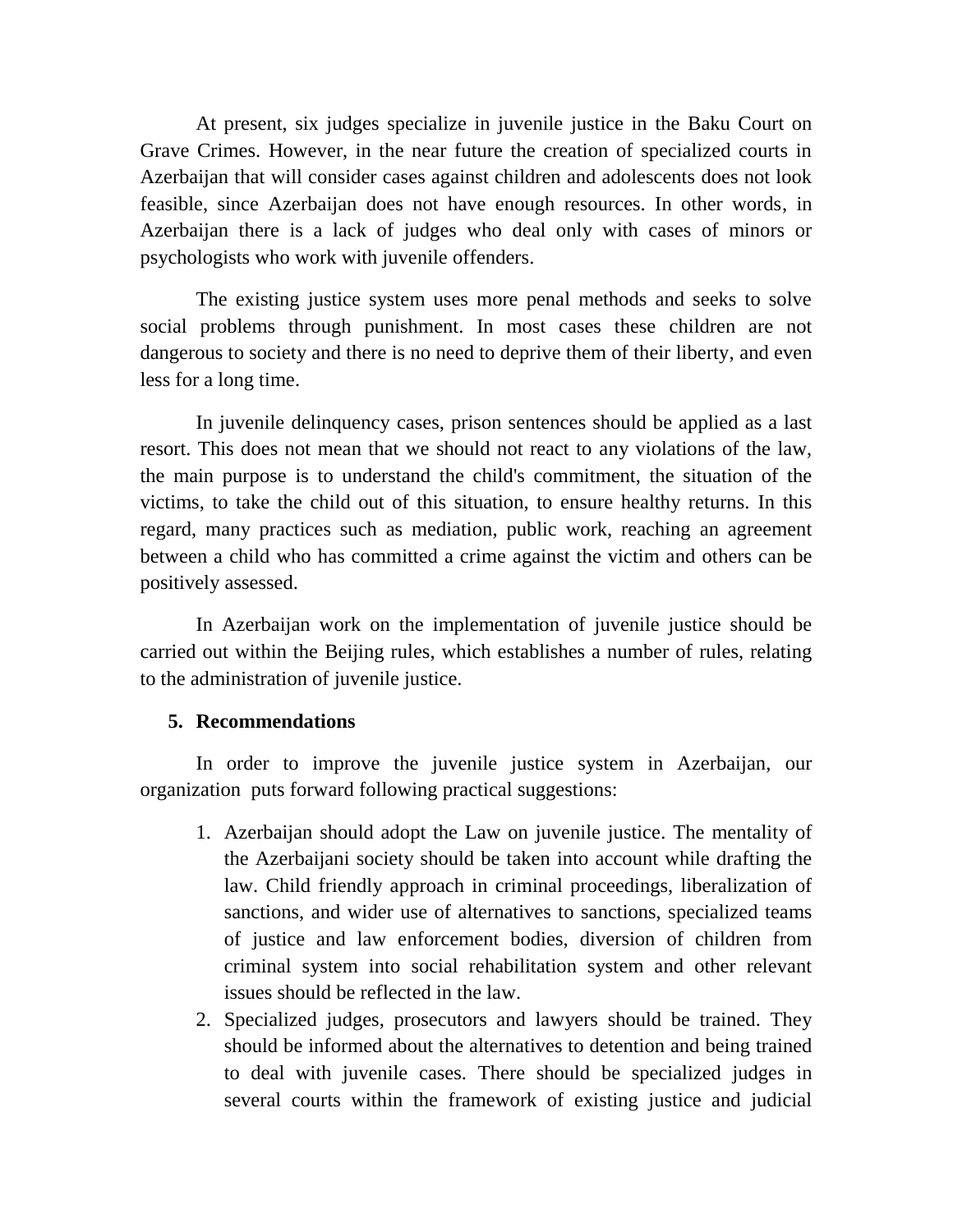At present, six judges specialize in juvenile justice in the Baku Court on Grave Crimes. However, in the near future the creation of specialized courts in Azerbaijan that will consider cases against children and adolescents does not look feasible, since Azerbaijan does not have enough resources. In other words, in Azerbaijan there is a lack of judges who deal only with cases of minors or psychologists who work with juvenile offenders.

The existing justice system uses more penal methods and seeks to solve social problems through punishment. In most cases these children are not dangerous to society and there is no need to deprive them of their liberty, and even less for a long time.

In juvenile delinquency cases, prison sentences should be applied as a last resort. This does not mean that we should not react to any violations of the law, the main purpose is to understand the child's commitment, the situation of the victims, to take the child out of this situation, to ensure healthy returns. In this regard, many practices such as mediation, public work, reaching an agreement between a child who has committed a crime against the victim and others can be positively assessed.

In Azerbaijan work on the implementation of juvenile justice should be carried out within the Beijing rules, which establishes a number of rules, relating to the administration of juvenile justice.

## 5. Recommendations

In order to improve the juvenile justice system in Azerbaijan, our organization puts forward following practical suggestions:

1. Azerbaijan should adopt the Law on juvenile justice. The mentality of the Azerbaijani society should be taken into account while drafting the law. Child friendly approach in criminal proceedings, liberalization of sanctions, and wider use of alternatives to sanctions, specialized teams of justice and law enforcement bodies, diversion of children from criminal system into social rehabilitation system and other relevant issues should be reflected in the law.
2. Specialized judges, prosecutors and lawyers should be trained. They should be informed about the alternatives to detention and being trained to deal with juvenile cases. There should be specialized judges in several courts within the framework of existing justice and judicial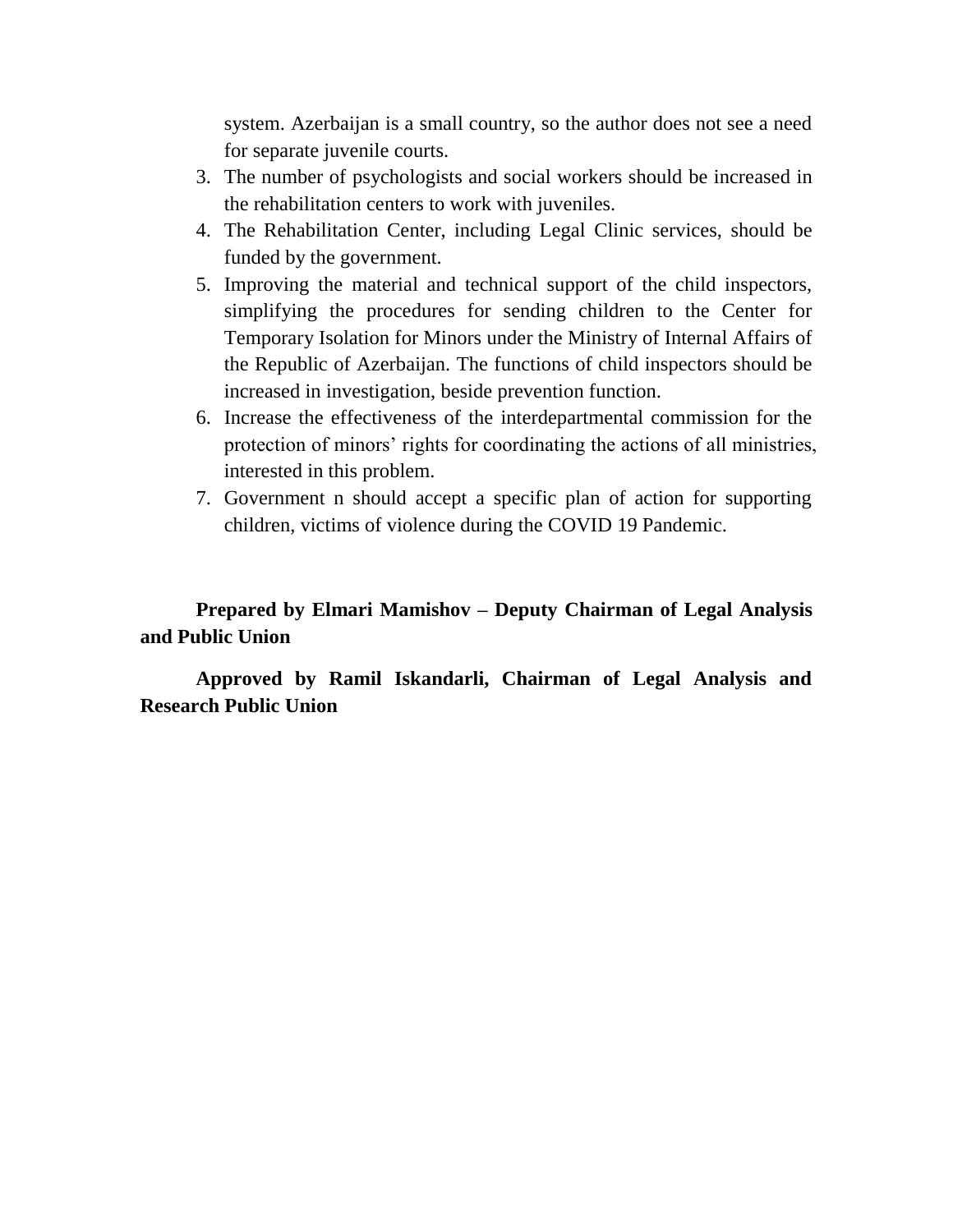system. Azerbaijan is a small country, so the author does not see a need for separate juvenile courts.

3. The number of psychologists and social workers should be increased in the rehabilitation centers to work with juveniles.
4. The Rehabilitation Center, including Legal Clinic services, should be funded by the government.
5. Improving the material and technical support of the child inspectors, simplifying the procedures for sending children to the Center for Temporary Isolation for Minors under the Ministry of Internal Affairs of the Republic of Azerbaijan. The functions of child inspectors should be increased in investigation, beside prevention function.
6. Increase the effectiveness of the interdepartmental commission for the protection of minors' rights for coordinating the actions of all ministries, interested in this problem.
7. Government n should accept a specific plan of action for supporting children, victims of violence during the COVID 19 Pandemic.

**Prepared by Elmari Mamishov – Deputy Chairman of Legal Analysis and Public Union**

**Approved by Ramil Iskandarli, Chairman of Legal Analysis and Research Public Union**